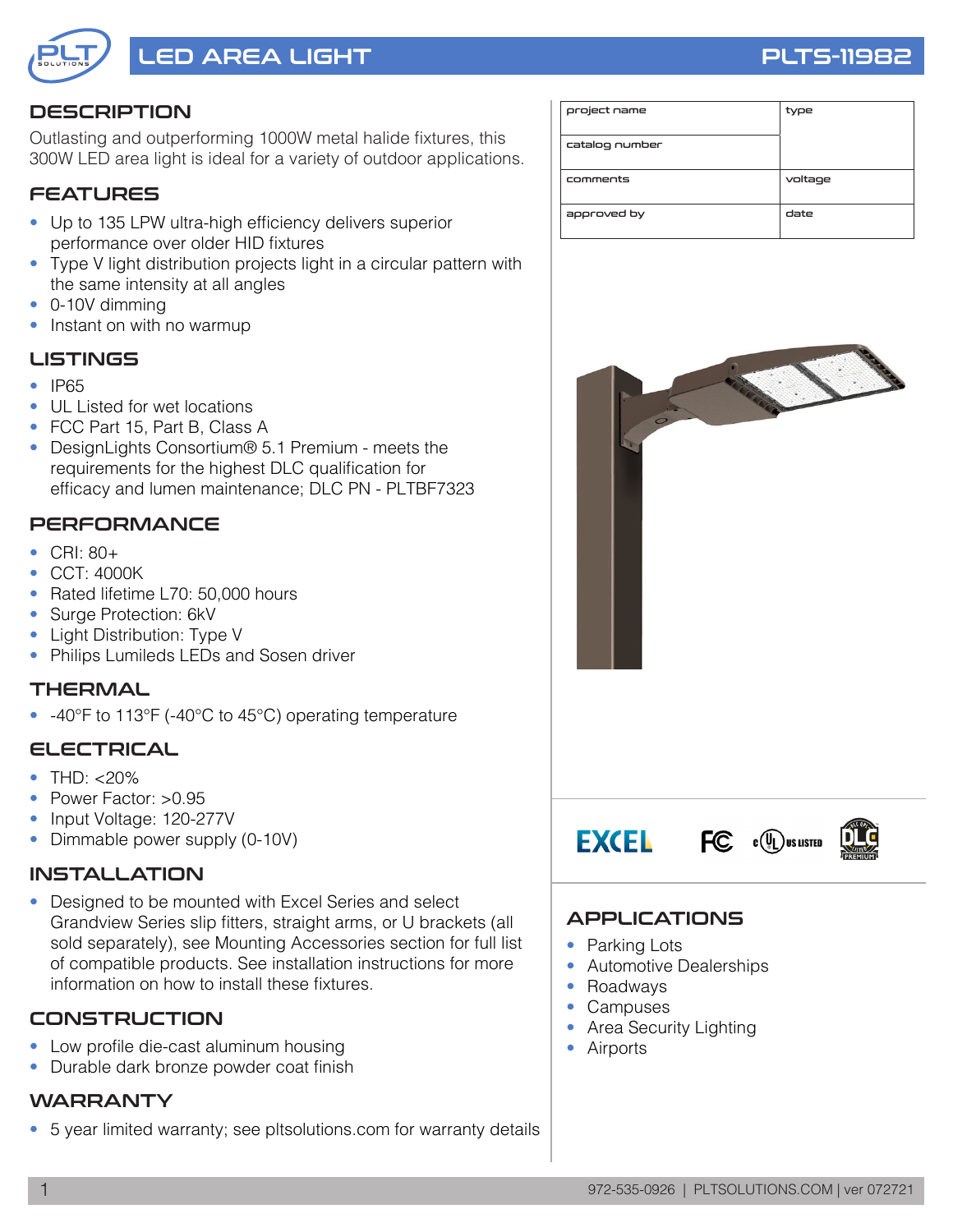# LED AREA LIGHT

# PLTS-11982

| project name | type |
| --- | --- |
| catalog number | |
| comments | voltage |
| approved by | date |

## DESCRIPTION

Outlasting and outperforming 1000W metal halide fixtures, this 300W LED area light is ideal for a variety of outdoor applications.

## FEATURES

- Up to 135 LPW ultra-high efficiency delivers superior performance over older HID fixtures
- Type V light distribution projects light in a circular pattern with the same intensity at all angles
- 0-10V dimming
- Instant on with no warmup

## LISTINGS

- IP65
- UL Listed for wet locations
- FCC Part 15, Part B, Class A
- DesignLights Consortium® 5.1 Premium - meets the requirements for the highest DLC qualification for efficacy and lumen maintenance; DLC PN - PLTBF7323

## PERFORMANCE

- CRI: 80+
- CCT: 4000K
- Rated lifetime L70: 50,000 hours
- Surge Protection: 6kV
- Light Distribution: Type V
- Philips Lumileds LEDs and Sosen driver

## THERMAL

- -40°F to 113°F (-40°C to 45°C) operating temperature

## ELECTRICAL

- THD: <20%
- Power Factor: >0.95
- Input Voltage: 120-277V
- Dimmable power supply (0-10V)

## INSTALLATION

- Designed to be mounted with Excel Series and select Grandview Series slip fitters, straight arms, or U brackets (all sold separately), see Mounting Accessories section for full list of compatible products. See installation instructions for more information on how to install these fixtures.

## CONSTRUCTION

- Low profile die-cast aluminum housing
- Durable dark bronze powder coat finish

## WARRANTY

- 5 year limited warranty; see pltsolutions.com for warranty details

## APPLICATIONS

- Parking Lots
- Automotive Dealerships
- Roadways
- Campuses
- Area Security Lighting
- Airports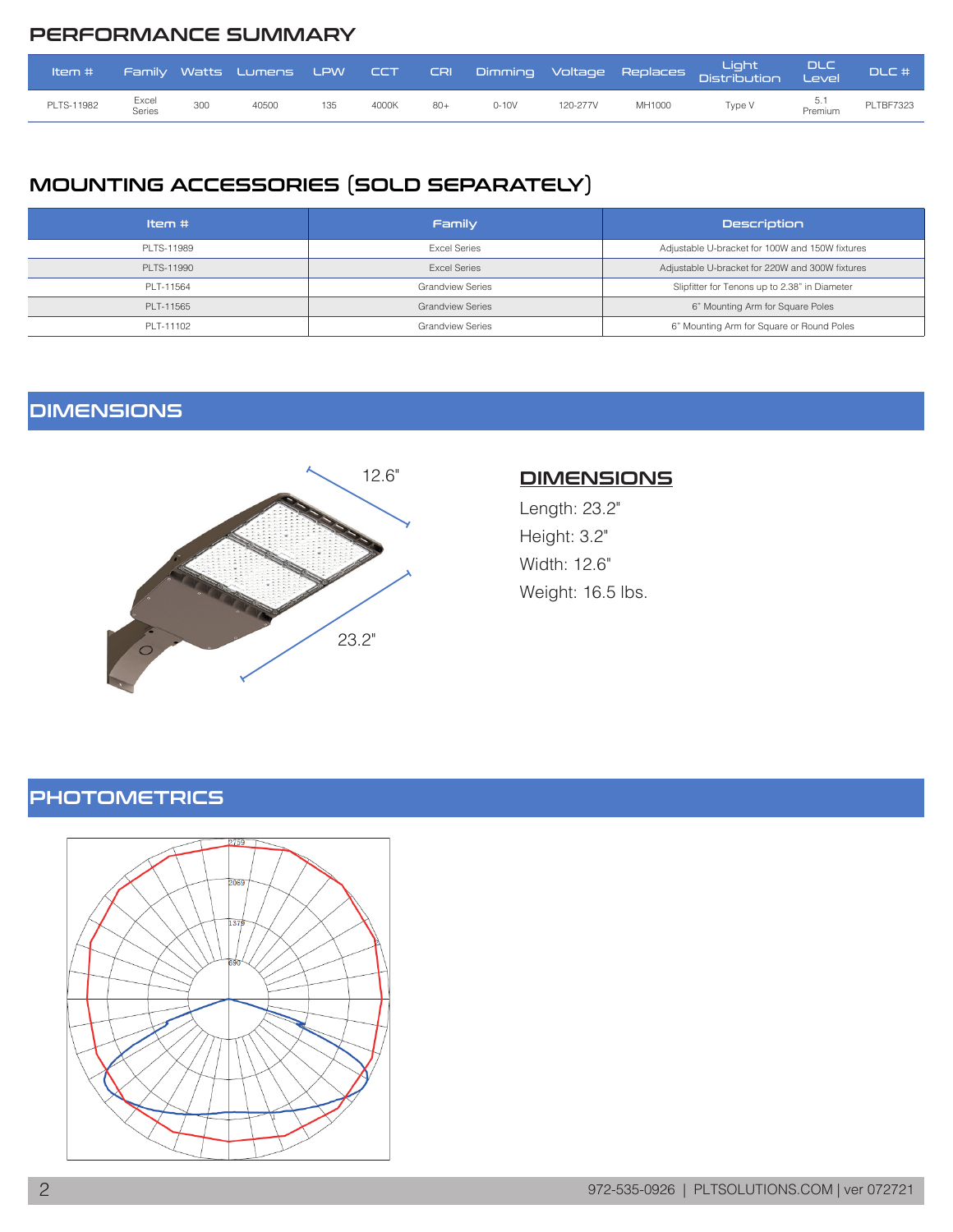## PERFORMANCE SUMMARY

| Item # | Family | Watts | Lumens | LPW | CCT | CRI | Dimming | Voltage | Replaces | Light Distribution | DLC Level | DLC # |
|---|---|---|---|---|---|---|---|---|---|---|---|---|
| PLTS-11982 | Excel Series | 300 | 40500 | 135 | 4000K | 80+ | 0-10V | 120-277V | MH1000 | Type V | 5.1 Premium | PLTBF7323 |

## MOUNTING ACCESSORIES (SOLD SEPARATELY)

| Item # | Family | Description |
|---|---|---|
| PLTS-11989 | Excel Series | Adjustable U-bracket for 100W and 150W fixtures |
| PLTS-11990 | Excel Series | Adjustable U-bracket for 220W and 300W fixtures |
| PLT-11564 | Grandview Series | Slipfitter for Tenons up to 2.38" in Diameter |
| PLT-11565 | Grandview Series | 6" Mounting Arm for Square Poles |
| PLT-11102 | Grandview Series | 6" Mounting Arm for Square or Round Poles |

## DIMENSIONS

12.6"

23.2"

### DIMENSIONS

Length: 23.2"

Height: 3.2"

Width: 12.6"

Weight: 16.5 lbs.

## PHOTOMETRICS

2759

2069

1379

690